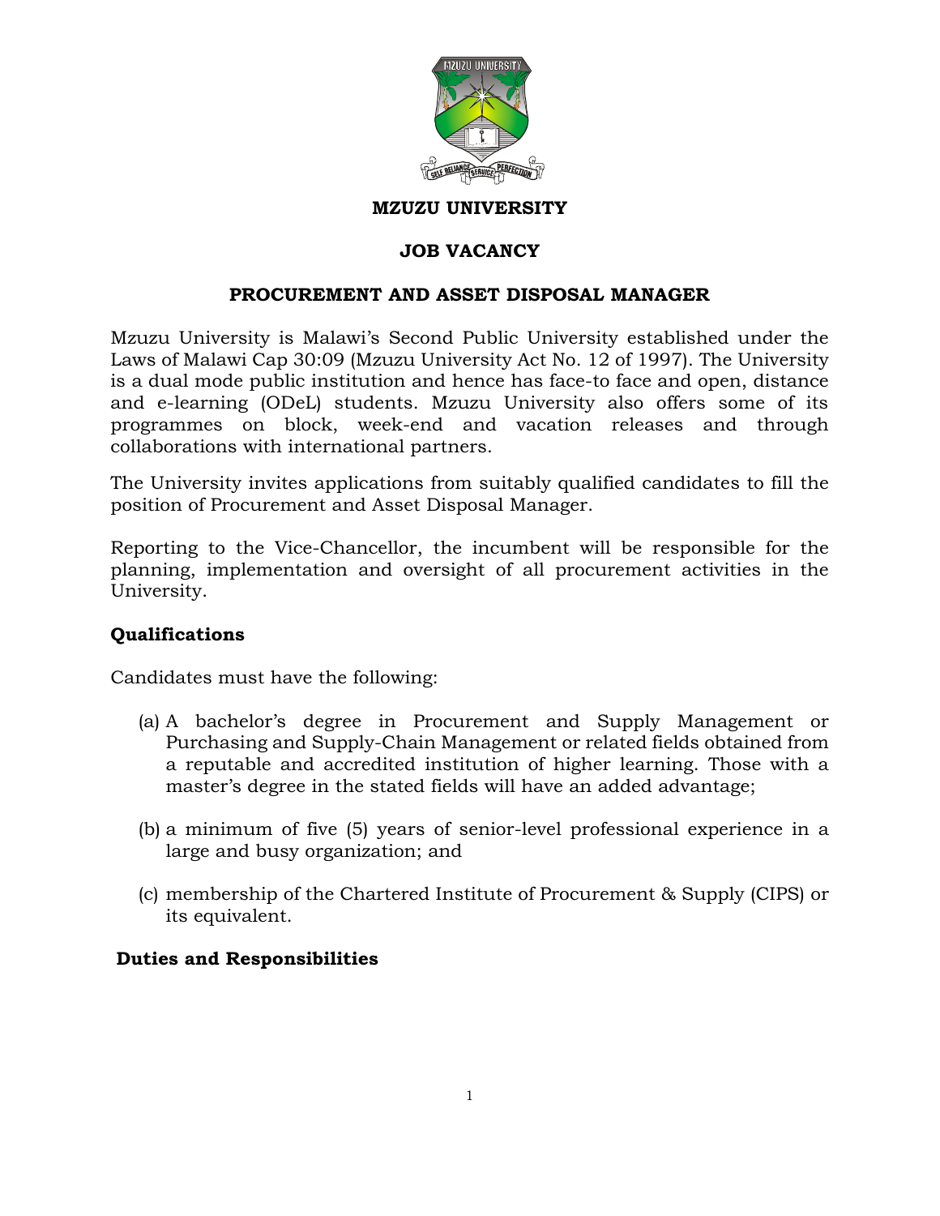**MZUZU UNIVERSITY**

**JOB VACANCY**

**PROCUREMENT AND ASSET DISPOSAL MANAGER**

Mzuzu University is Malawi's Second Public University established under the Laws of Malawi Cap 30:09 (Mzuzu University Act No. 12 of 1997). The University is a dual mode public institution and hence has face-to face and open, distance and e-learning (ODeL) students. Mzuzu University also offers some of its programmes on block, week-end and vacation releases and through collaborations with international partners.

The University invites applications from suitably qualified candidates to fill the position of Procurement and Asset Disposal Manager.

Reporting to the Vice-Chancellor, the incumbent will be responsible for the planning, implementation and oversight of all procurement activities in the University.

## Qualifications

Candidates must have the following:

(a) A bachelor's degree in Procurement and Supply Management or Purchasing and Supply-Chain Management or related fields obtained from a reputable and accredited institution of higher learning. Those with a master's degree in the stated fields will have an added advantage;

(b) a minimum of five (5) years of senior-level professional experience in a large and busy organization; and

(c) membership of the Chartered Institute of Procurement & Supply (CIPS) or its equivalent.

## Duties and Responsibilities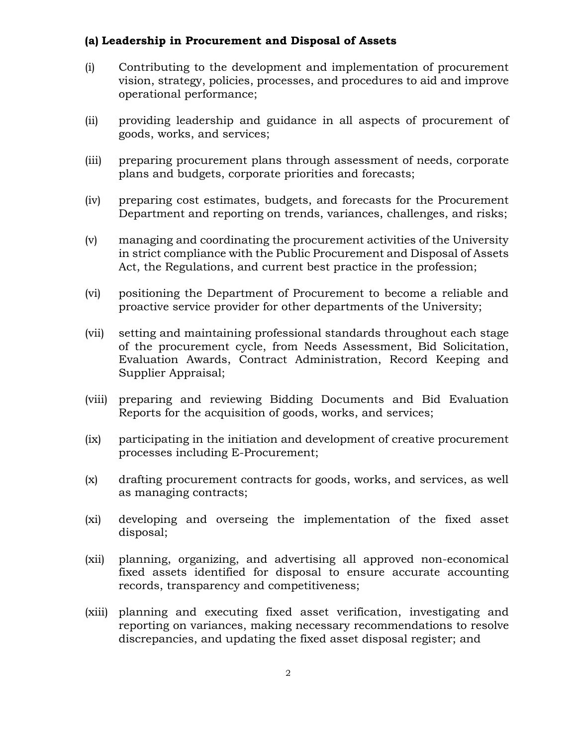### (a) Leadership in Procurement and Disposal of Assets

(i) Contributing to the development and implementation of procurement vision, strategy, policies, processes, and procedures to aid and improve operational performance;

(ii) providing leadership and guidance in all aspects of procurement of goods, works, and services;

(iii) preparing procurement plans through assessment of needs, corporate plans and budgets, corporate priorities and forecasts;

(iv) preparing cost estimates, budgets, and forecasts for the Procurement Department and reporting on trends, variances, challenges, and risks;

(v) managing and coordinating the procurement activities of the University in strict compliance with the Public Procurement and Disposal of Assets Act, the Regulations, and current best practice in the profession;

(vi) positioning the Department of Procurement to become a reliable and proactive service provider for other departments of the University;

(vii) setting and maintaining professional standards throughout each stage of the procurement cycle, from Needs Assessment, Bid Solicitation, Evaluation Awards, Contract Administration, Record Keeping and Supplier Appraisal;

(viii) preparing and reviewing Bidding Documents and Bid Evaluation Reports for the acquisition of goods, works, and services;

(ix) participating in the initiation and development of creative procurement processes including E-Procurement;

(x) drafting procurement contracts for goods, works, and services, as well as managing contracts;

(xi) developing and overseing the implementation of the fixed asset disposal;

(xii) planning, organizing, and advertising all approved non-economical fixed assets identified for disposal to ensure accurate accounting records, transparency and competitiveness;

(xiii) planning and executing fixed asset verification, investigating and reporting on variances, making necessary recommendations to resolve discrepancies, and updating the fixed asset disposal register; and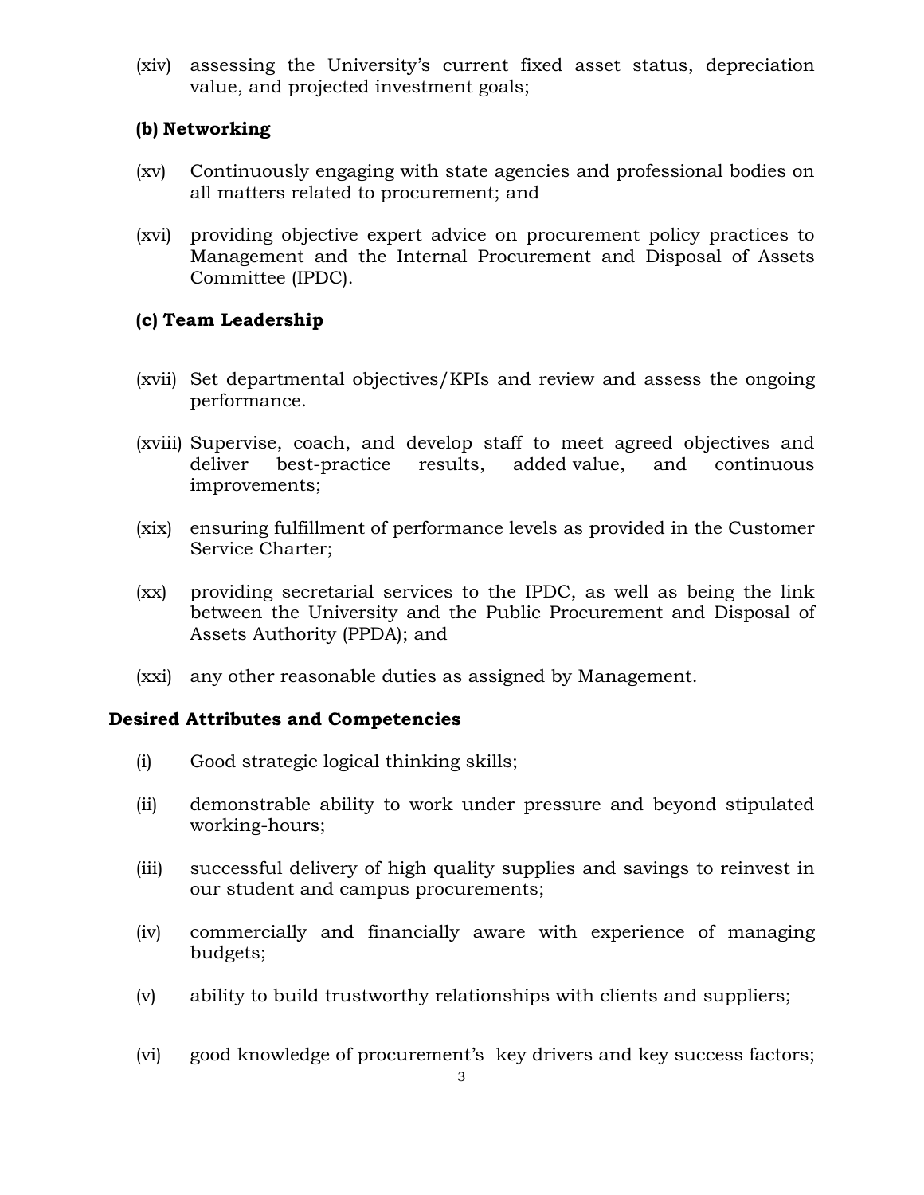(xiv) assessing the University's current fixed asset status, depreciation value, and projected investment goals;

**(b) Networking**

(xv) Continuously engaging with state agencies and professional bodies on all matters related to procurement; and

(xvi) providing objective expert advice on procurement policy practices to Management and the Internal Procurement and Disposal of Assets Committee (IPDC).

**(c) Team Leadership**

(xvii) Set departmental objectives/KPIs and review and assess the ongoing performance.

(xviii) Supervise, coach, and develop staff to meet agreed objectives and deliver best-practice results, added value, and continuous improvements;

(xix) ensuring fulfillment of performance levels as provided in the Customer Service Charter;

(xx) providing secretarial services to the IPDC, as well as being the link between the University and the Public Procurement and Disposal of Assets Authority (PPDA); and

(xxi) any other reasonable duties as assigned by Management.

**Desired Attributes and Competencies**

(i) Good strategic logical thinking skills;

(ii) demonstrable ability to work under pressure and beyond stipulated working-hours;

(iii) successful delivery of high quality supplies and savings to reinvest in our student and campus procurements;

(iv) commercially and financially aware with experience of managing budgets;

(v) ability to build trustworthy relationships with clients and suppliers;

(vi) good knowledge of procurement's key drivers and key success factors;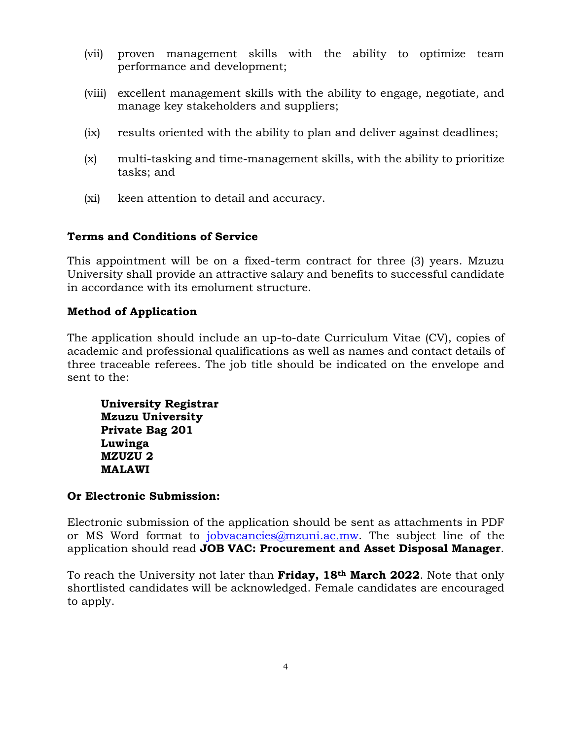(vii) proven management skills with the ability to optimize team performance and development;

(viii) excellent management skills with the ability to engage, negotiate, and manage key stakeholders and suppliers;

(ix) results oriented with the ability to plan and deliver against deadlines;

(x) multi-tasking and time-management skills, with the ability to prioritize tasks; and

(xi) keen attention to detail and accuracy.

**Terms and Conditions of Service**

This appointment will be on a fixed-term contract for three (3) years. Mzuzu University shall provide an attractive salary and benefits to successful candidate in accordance with its emolument structure.

**Method of Application**

The application should include an up-to-date Curriculum Vitae (CV), copies of academic and professional qualifications as well as names and contact details of three traceable referees. The job title should be indicated on the envelope and sent to the:

**University Registrar**
**Mzuzu University**
**Private Bag 201**
**Luwinga**
**MZUZU 2**
**MALAWI**

**Or Electronic Submission:**

Electronic submission of the application should be sent as attachments in PDF or MS Word format to jobvacancies@mzuni.ac.mw. The subject line of the application should read **JOB VAC: Procurement and Asset Disposal Manager**.

To reach the University not later than **Friday, 18th March 2022**. Note that only shortlisted candidates will be acknowledged. Female candidates are encouraged to apply.